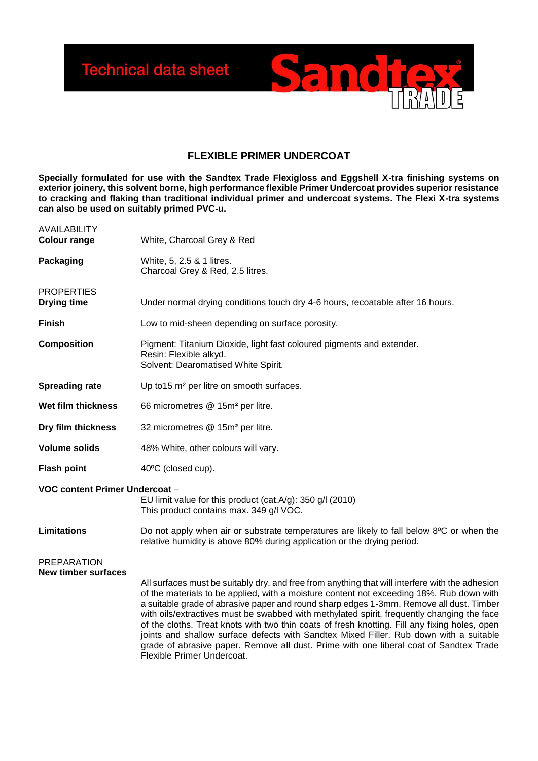Technical data sheet **Sandtex TRADE**

# FLEXIBLE PRIMER UNDERCOAT

**Specially formulated for use with the Sandtex Trade Flexigloss and Eggshell X-tra finishing systems on exterior joinery, this solvent borne, high performance flexible Primer Undercoat provides superior resistance to cracking and flaking than traditional individual primer and undercoat systems. The Flexi X-tra systems can also be used on suitably primed PVC-u.**

## AVAILABILITY

**Colour range**
White, Charcoal Grey & Red

**Packaging**
White, 5, 2.5 & 1 litres.
Charcoal Grey & Red, 2.5 litres.

## PROPERTIES

**Drying time**
Under normal drying conditions touch dry 4-6 hours, recoatable after 16 hours.

**Finish**
Low to mid-sheen depending on surface porosity.

**Composition**
Pigment: Titanium Dioxide, light fast coloured pigments and extender.
Resin: Flexible alkyd.
Solvent: Dearomatised White Spirit.

**Spreading rate**
Up to15 m² per litre on smooth surfaces.

**Wet film thickness**
66 micrometres @ 15m² per litre.

**Dry film thickness**
32 micrometres @ 15m² per litre.

**Volume solids**
48% White, other colours will vary.

**Flash point**
40ºC (closed cup).

**VOC content Primer Undercoat** –
EU limit value for this product (cat.A/g): 350 g/l (2010)
This product contains max. 349 g/l VOC.

**Limitations**
Do not apply when air or substrate temperatures are likely to fall below 8ºC or when the relative humidity is above 80% during application or the drying period.

## PREPARATION

**New timber surfaces**

All surfaces must be suitably dry, and free from anything that will interfere with the adhesion of the materials to be applied, with a moisture content not exceeding 18%. Rub down with a suitable grade of abrasive paper and round sharp edges 1-3mm. Remove all dust. Timber with oils/extractives must be swabbed with methylated spirit, frequently changing the face of the cloths. Treat knots with two thin coats of fresh knotting. Fill any fixing holes, open joints and shallow surface defects with Sandtex Mixed Filler. Rub down with a suitable grade of abrasive paper. Remove all dust. Prime with one liberal coat of Sandtex Trade Flexible Primer Undercoat.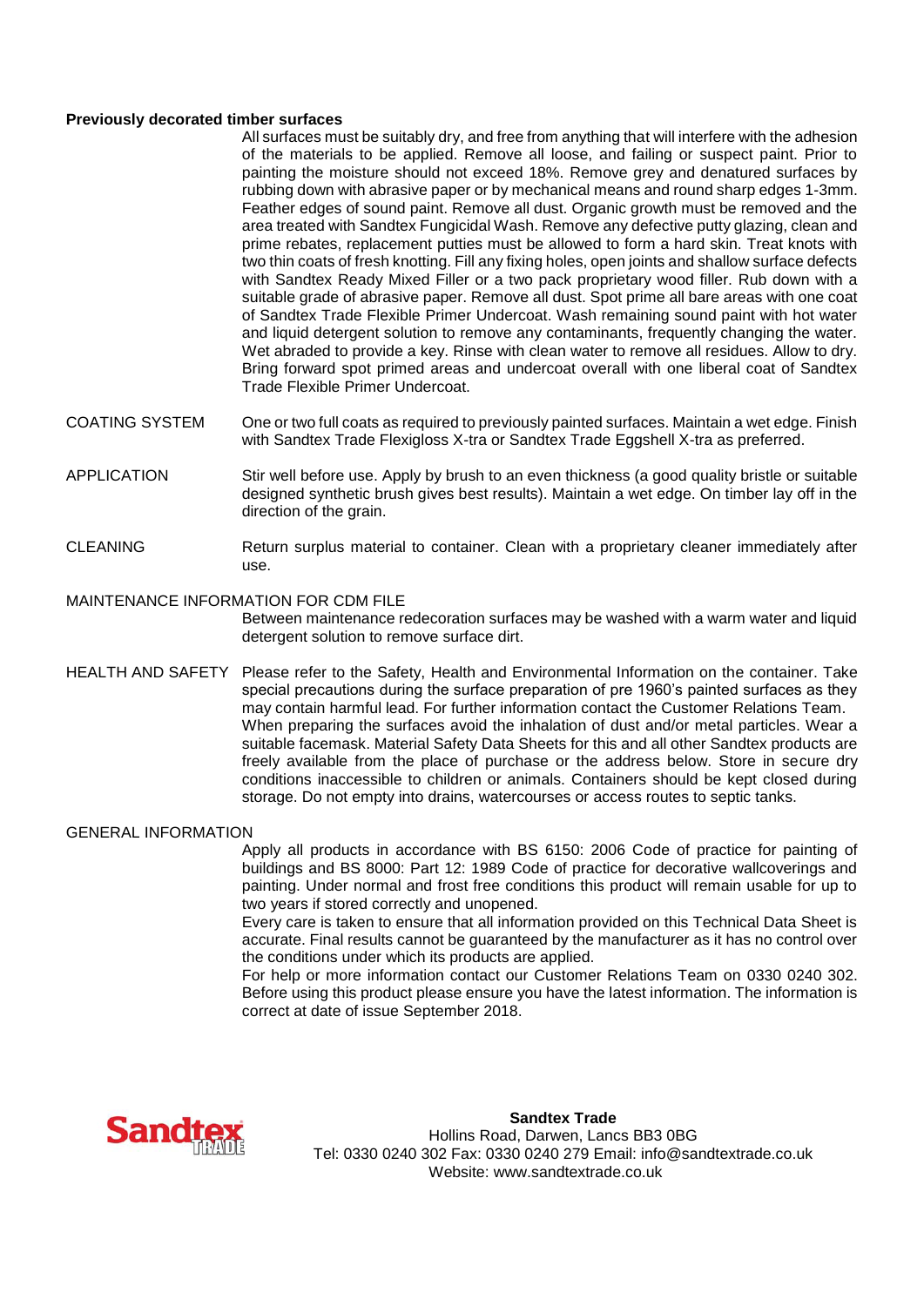**Previously decorated timber surfaces**

All surfaces must be suitably dry, and free from anything that will interfere with the adhesion of the materials to be applied. Remove all loose, and failing or suspect paint. Prior to painting the moisture should not exceed 18%. Remove grey and denatured surfaces by rubbing down with abrasive paper or by mechanical means and round sharp edges 1-3mm. Feather edges of sound paint. Remove all dust. Organic growth must be removed and the area treated with Sandtex Fungicidal Wash. Remove any defective putty glazing, clean and prime rebates, replacement putties must be allowed to form a hard skin. Treat knots with two thin coats of fresh knotting. Fill any fixing holes, open joints and shallow surface defects with Sandtex Ready Mixed Filler or a two pack proprietary wood filler. Rub down with a suitable grade of abrasive paper. Remove all dust. Spot prime all bare areas with one coat of Sandtex Trade Flexible Primer Undercoat. Wash remaining sound paint with hot water and liquid detergent solution to remove any contaminants, frequently changing the water. Wet abraded to provide a key. Rinse with clean water to remove all residues. Allow to dry. Bring forward spot primed areas and undercoat overall with one liberal coat of Sandtex Trade Flexible Primer Undercoat.

COATING SYSTEM

One or two full coats as required to previously painted surfaces. Maintain a wet edge. Finish with Sandtex Trade Flexigloss X-tra or Sandtex Trade Eggshell X-tra as preferred.

APPLICATION

Stir well before use. Apply by brush to an even thickness (a good quality bristle or suitable designed synthetic brush gives best results). Maintain a wet edge. On timber lay off in the direction of the grain.

CLEANING

Return surplus material to container. Clean with a proprietary cleaner immediately after use.

MAINTENANCE INFORMATION FOR CDM FILE

Between maintenance redecoration surfaces may be washed with a warm water and liquid detergent solution to remove surface dirt.

HEALTH AND SAFETY

Please refer to the Safety, Health and Environmental Information on the container. Take special precautions during the surface preparation of pre 1960's painted surfaces as they may contain harmful lead. For further information contact the Customer Relations Team. When preparing the surfaces avoid the inhalation of dust and/or metal particles. Wear a suitable facemask. Material Safety Data Sheets for this and all other Sandtex products are freely available from the place of purchase or the address below. Store in secure dry conditions inaccessible to children or animals. Containers should be kept closed during storage. Do not empty into drains, watercourses or access routes to septic tanks.

GENERAL INFORMATION

Apply all products in accordance with BS 6150: 2006 Code of practice for painting of buildings and BS 8000: Part 12: 1989 Code of practice for decorative wallcoverings and painting. Under normal and frost free conditions this product will remain usable for up to two years if stored correctly and unopened.

Every care is taken to ensure that all information provided on this Technical Data Sheet is accurate. Final results cannot be guaranteed by the manufacturer as it has no control over the conditions under which its products are applied.

For help or more information contact our Customer Relations Team on 0330 0240 302. Before using this product please ensure you have the latest information. The information is correct at date of issue September 2018.

Sandtex TRADE

**Sandtex Trade**
Hollins Road, Darwen, Lancs BB3 0BG
Tel: 0330 0240 302 Fax: 0330 0240 279 Email: info@sandtextrade.co.uk
Website: www.sandtextrade.co.uk